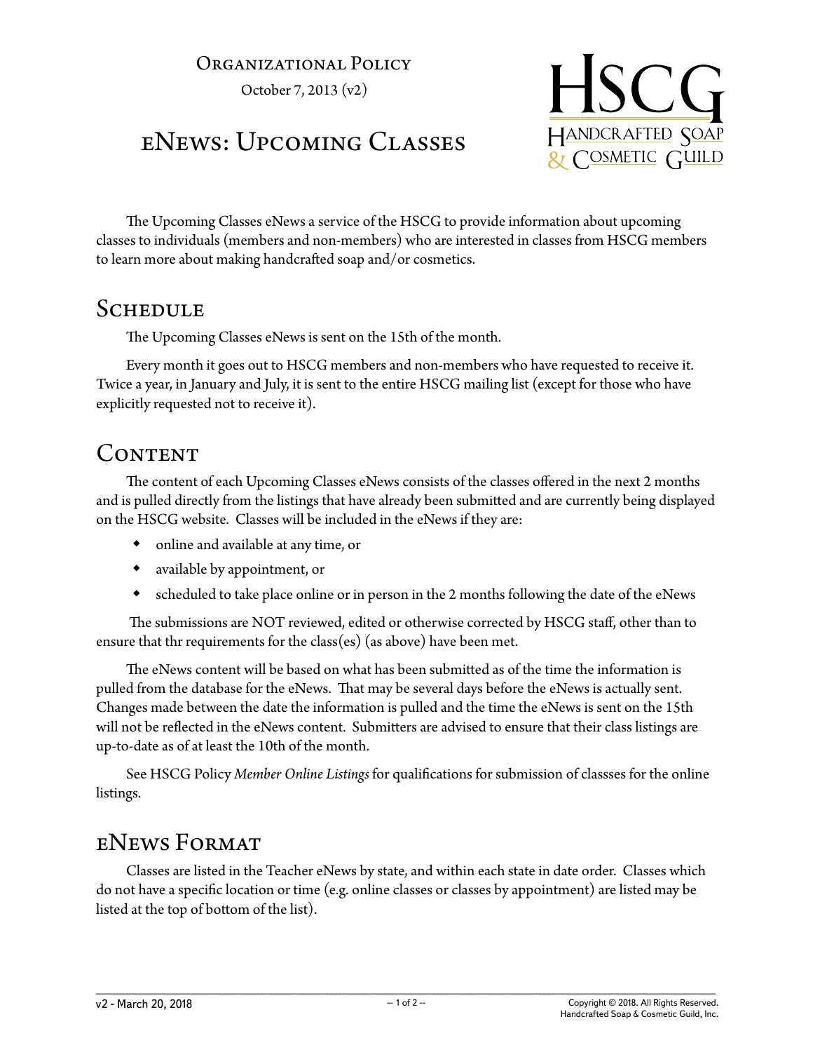Organizational Policy

October 7, 2013 (v2)

# eNews: Upcoming Classes

HSCG Handcrafted Soap & Cosmetic Guild

The Upcoming Classes eNews a service of the HSCG to provide information about upcoming classes to individuals (members and non-members) who are interested in classes from HSCG members to learn more about making handcrafted soap and/or cosmetics.

## Schedule

The Upcoming Classes eNews is sent on the 15th of the month.

Every month it goes out to HSCG members and non-members who have requested to receive it. Twice a year, in January and July, it is sent to the entire HSCG mailing list (except for those who have explicitly requested not to receive it).

## Content

The content of each Upcoming Classes eNews consists of the classes offered in the next 2 months and is pulled directly from the listings that have already been submitted and are currently being displayed on the HSCG website. Classes will be included in the eNews if they are:

- online and available at any time, or
- available by appointment, or
- scheduled to take place online or in person in the 2 months following the date of the eNews

The submissions are NOT reviewed, edited or otherwise corrected by HSCG staff, other than to ensure that thr requirements for the class(es) (as above) have been met.

The eNews content will be based on what has been submitted as of the time the information is pulled from the database for the eNews. That may be several days before the eNews is actually sent. Changes made between the date the information is pulled and the time the eNews is sent on the 15th will not be reflected in the eNews content. Submitters are advised to ensure that their class listings are up-to-date as of at least the 10th of the month.

See HSCG Policy *Member Online Listings* for qualifications for submission of classses for the online listings.

## eNews Format

Classes are listed in the Teacher eNews by state, and within each state in date order. Classes which do not have a specific location or time (e.g. online classes or classes by appointment) are listed may be listed at the top of bottom of the list).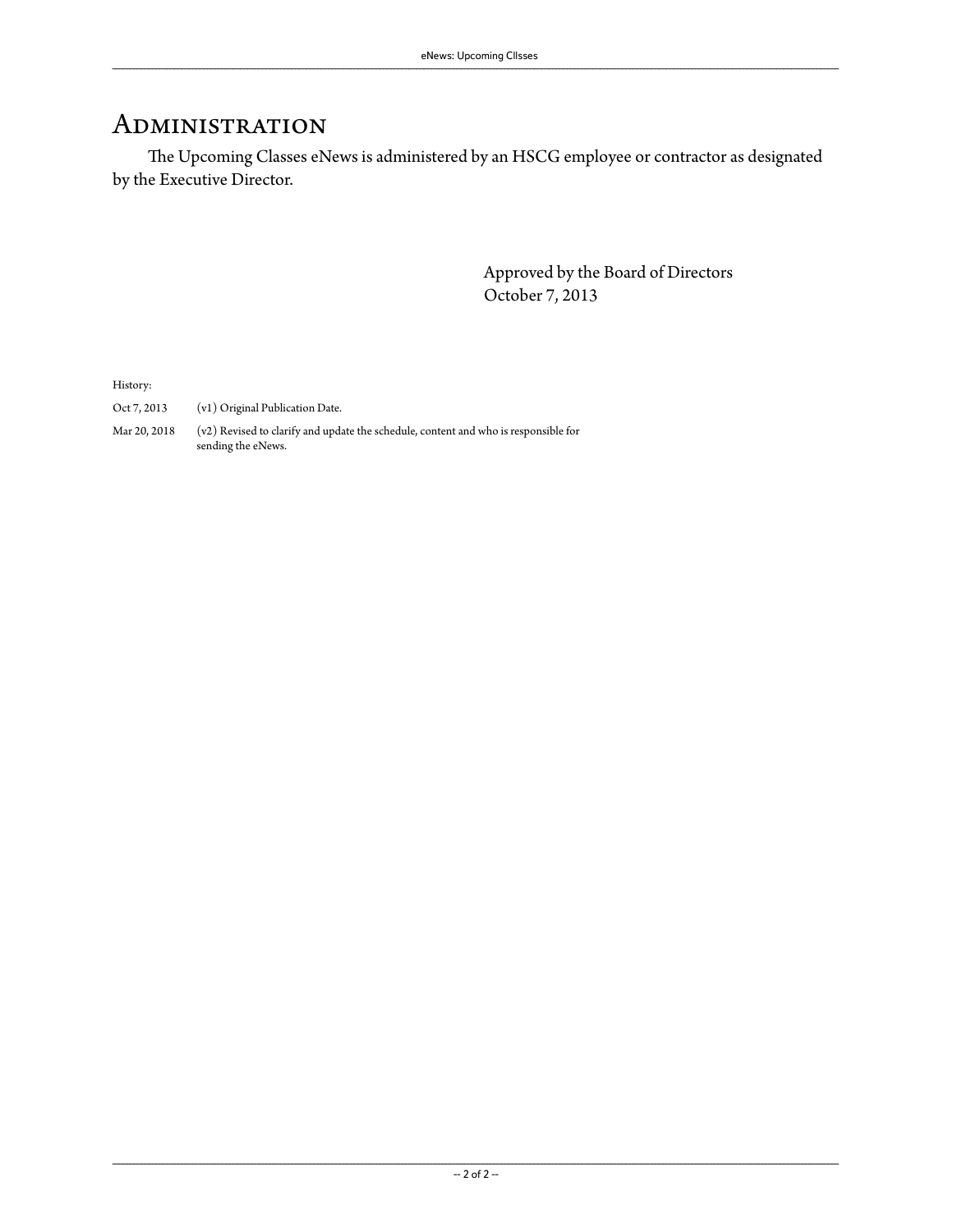## Administration

The Upcoming Classes eNews is administered by an HSCG employee or contractor as designated by the Executive Director.

Approved by the Board of Directors
October 7, 2013

History:

| | |
|---|---|
| Oct 7, 2013 | (v1) Original Publication Date. |
| Mar 20, 2018 | (v2) Revised to clarify and update the schedule, content and who is responsible for sending the eNews. |